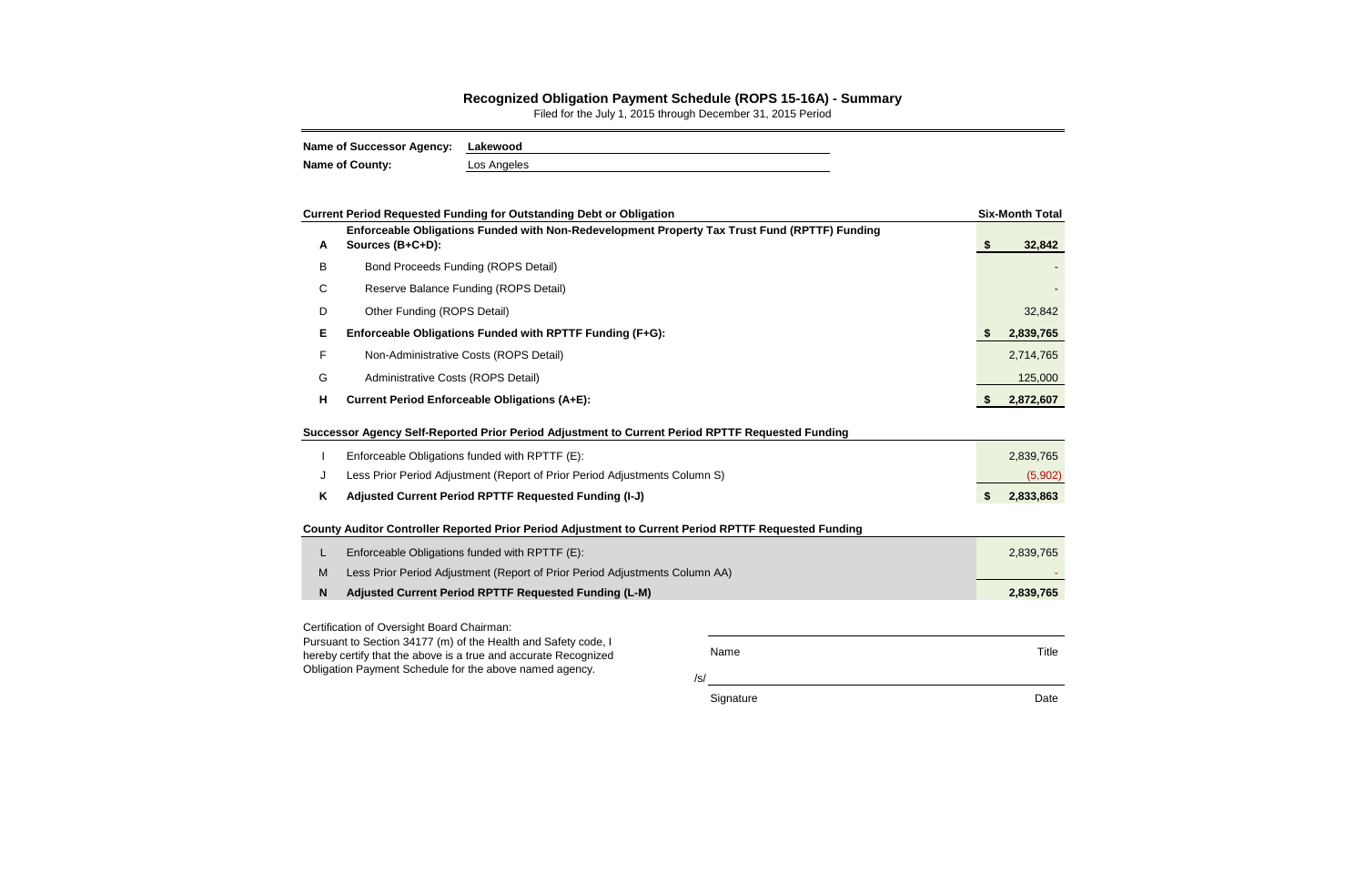# Recognized Obligation Payment Schedule (ROPS 15-16A) - Summary

Filed for the July 1, 2015 through December 31, 2015 Period

**Name of Successor Agency:** Lakewood

**Name of County:** Los Angeles

| | **Current Period Requested Funding for Outstanding Debt or Obligation** | **Six-Month Total** |
|---|---|---|
| **A** | **Enforceable Obligations Funded with Non-Redevelopment Property Tax Trust Fund (RPTTF) Funding Sources (B+C+D):** | **$ 32,842** |
| B | Bond Proceeds Funding (ROPS Detail) | - |
| C | Reserve Balance Funding (ROPS Detail) | - |
| D | Other Funding (ROPS Detail) | 32,842 |
| **E** | **Enforceable Obligations Funded with RPTTF Funding (F+G):** | **$ 2,839,765** |
| F | Non-Administrative Costs (ROPS Detail) | 2,714,765 |
| G | Administrative Costs (ROPS Detail) | 125,000 |
| **H** | **Current Period Enforceable Obligations (A+E):** | **$ 2,872,607** |

| | **Successor Agency Self-Reported Prior Period Adjustment to Current Period RPTTF Requested Funding** | |
|---|---|---|
| I | Enforceable Obligations funded with RPTTF (E): | 2,839,765 |
| J | Less Prior Period Adjustment (Report of Prior Period Adjustments Column S) | (5,902) |
| **K** | **Adjusted Current Period RPTTF Requested Funding (I-J)** | **$ 2,833,863** |

| | **County Auditor Controller Reported Prior Period Adjustment to Current Period RPTTF Requested Funding** | |
|---|---|---|
| L | Enforceable Obligations funded with RPTTF (E): | 2,839,765 |
| M | Less Prior Period Adjustment (Report of Prior Period Adjustments Column AA) | - |
| **N** | **Adjusted Current Period RPTTF Requested Funding (L-M)** | **2,839,765** |

Certification of Oversight Board Chairman:
Pursuant to Section 34177 (m) of the Health and Safety code, I hereby certify that the above is a true and accurate Recognized Obligation Payment Schedule for the above named agency.

Name ____________________ Title

/s/ ____________________

Signature ____________________ Date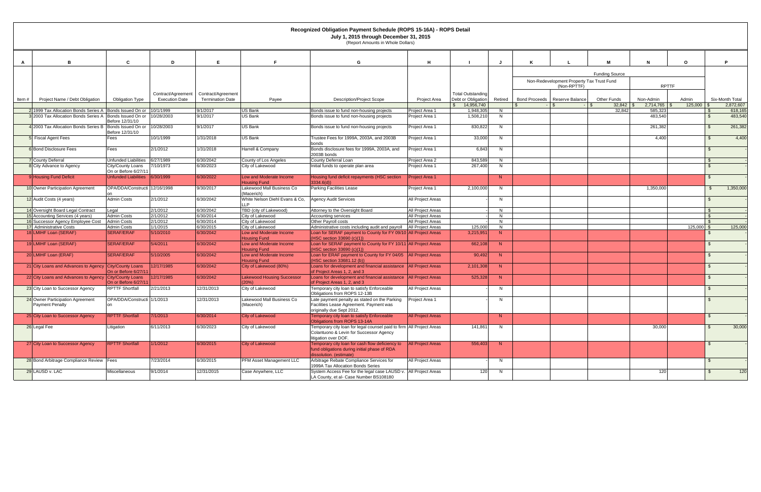# Recognized Obligation Payment Schedule (ROPS 15-16A) - ROPS Detail

**July 1, 2015 through December 31, 2015**

(Report Amounts in Whole Dollars)

| A | B | C | D | E | F | G | H | I | J | K | L | M | N | O | P |
|---|---|---|---|---|---|---|---|---|---|---|---|---|---|---|---|
| | | | | | | | | | | Funding Source | | | | | |
| | | | | | | | | | | Non-Redevelopment Property Tax Trust Fund (Non-RPTTF) | | | RPTTF | | |
| Item # | Project Name / Debt Obligation | Obligation Type | Contract/Agreement Execution Date | Contract/Agreement Termination Date | Payee | Description/Project Scope | Project Area | Total Outstanding Debt or Obligation | Retired | Bond Proceeds | Reserve Balance | Other Funds | Non-Admin | Admin | Six-Month Total |
| | | | | | | | | $ 14,956,740 | | $ - | $ - | $ 32,842 | $ 2,714,765 | $ 125,000 | $ 2,872,607 |
| 2 | 1999 Tax Allocation Bonds Series A | Bonds Issued On or Before 12/31/10 | 10/1/1999 | 9/1/2017 | US Bank | Bonds issue to fund non-housing projects | Project Area 1 | 1,948,305 | N | | | 32,842 | 585,323 | | $ 618,165 |
| 3 | 2003 Tax Allocation Bonds Series A | Bonds Issued On or Before 12/31/10 | 10/28/2003 | 9/1/2017 | US Bank | Bonds issue to fund non-housing projects | Project Area 1 | 1,508,210 | N | | | | 483,540 | | $ 483,540 |
| 4 | 2003 Tax Allocation Bonds Series B | Bonds Issued On or Before 12/31/10 | 10/28/2003 | 9/1/2017 | US Bank | Bonds issue to fund non-housing projects | Project Area 1 | 830,822 | N | | | | 261,382 | | $ 261,382 |
| 5 | Fiscal Agent Fees | Fees | 10/1/1999 | 1/31/2018 | US Bank | Trustee Fees for 1999A, 2003A, and 2003B bonds | Project Area 1 | 33,000 | N | | | | 4,400 | | $ 4,400 |
| 6 | Bond Disclosure Fees | Fees | 2/1/2012 | 1/31/2018 | Harrell & Company | Bonds disclosure fees for 1999A, 2003A, and 2003B bonds | Project Area 1 | 6,843 | N | | | | | | $ - |
| 7 | County Deferral | Unfunded Liabilities | 6/27/1989 | 6/30/2042 | County of Los Angeles | County Deferral Loan | Project Area 2 | 843,589 | N | | | | | | $ - |
| 8 | City Advance to Agency | City/County Loans On or Before 6/27/11 | 7/10/1973 | 6/30/2023 | City of Lakewood | Initial funds to operate plan area | Project Area 1 | 267,400 | N | | | | | | $ - |
| 9 | Housing Fund Deficit | Unfunded Liabilities | 6/30/1999 | 6/30/2022 | Low and Moderate Income Housing Fund | Housing fund deficit repayments (HSC section 3334.6(d)) | Project Area 1 | | N | | | | | | $ - |
| 10 | Owner Participation Agreement | OPA/DDA/Construction | 12/16/1998 | 9/30/2017 | Lakewood Mall Business Co (Macerich) | Parking Facilities Lease | Project Area 1 | 2,100,000 | N | | | | 1,350,000 | | $ 1,350,000 |
| 12 | Audit Costs (4 years) | Admin Costs | 2/1/2012 | 6/30/2042 | White Nelson Diehl Evans & Co, LLP | Agency Audit Services | All Project Areas | - | N | | | | | | $ - |
| 14 | Oversight Board Legal Contract | Legal | 2/1/2012 | 6/30/2042 | TBD (city of Lakewood) | Attorney to the Oversight Board | All Project Areas | - | N | | | | | | $ - |
| 15 | Accounting Services (4 years) | Admin Costs | 2/1/2012 | 6/30/2014 | City of Lakewood | Accounting services | All Project Areas | - | N | | | | | | $ - |
| 16 | Successor Agency Employee Cost | Admin Costs | 2/1/2012 | 6/30/2014 | City of Lakewood | Other Payroll costs | All Project Areas | - | N | | | | | | $ - |
| 17 | Administrative Costs | Admin Costs | 1/1/2015 | 6/30/2015 | City of Lakewood | Administrative costs including audit and payroll | All Project Areas | 125,000 | N | | | | | 125,000 | $ 125,000 |
| 18 | LMIHF Loan (SERAF) | SERAF/ERAF | 5/10/2010 | 6/30/2042 | Low and Moderate Income Housing Fund | Loan for SERAF payment to County for FY 09/10 (HSC section 33690 (c)(1)) | All Project Areas | 3,215,951 | N | | | | | | $ - |
| 19 | LMIHF Loan (SERAF) | SERAF/ERAF | 5/4/2011 | 6/30/2042 | Low and Moderate Income Housing Fund | Loan for SERAF payment to County for FY 10/11 (HSC section 33690 (c)(1)) | All Project Areas | 662,108 | N | | | | | | $ - |
| 20 | LMIHF Loan (ERAF) | SERAF/ERAF | 5/10/2005 | 6/30/2042 | Low and Moderate Income Housing Fund | Loan for ERAF payment to County for FY 04/05 (HSC section 33681.12 (b)) | All Project Areas | 90,492 | N | | | | | | $ - |
| 21 | City Loans and Advances to Agency | City/County Loans On or Before 6/27/11 | 12/17/1985 | 6/30/2042 | City of Lakewood (80%) | Loans for development and financial assistance of Project Areas 1, 2, and 3 | All Project Areas | 2,101,308 | N | | | | | | $ - |
| 22 | City Loans and Advances to Agency | City/County Loans On or Before 6/27/11 | 12/17/1985 | 6/30/2042 | Lakewood Housing Successor (20%) | Loans for development and financial assistance of Project Areas 1, 2, and 3 | All Project Areas | 525,328 | N | | | | | | $ - |
| 23 | City Loan to Successor Agency | RPTTF Shortfall | 2/21/2013 | 12/31/2013 | City of Lakewood | Temporary city loan to satisfy Enforceable Obligations from ROPS 12-13B | All Project Areas | - | N | | | | | | $ - |
| 24 | Owner Participation Agreement Payment Penalty | OPA/DDA/Construction | 1/1/2013 | 12/31/2013 | Lakewood Mall Business Co (Macerich) | Late payment penalty as stated on the Parking Facilities Lease Agreement. Payment was originally due Sept 2012. | Project Area 1 | - | N | | | | | | $ - |
| 25 | City Loan to Successor Agency | RPTTF Shortfall | 7/1/2013 | 6/30/2014 | City of Lakewood | Temporary city loan to satisfy Enforceable Obligations from ROPS 13-14A | All Project Areas | | N | | | | | | $ - |
| 26 | Legal Fee | Litigation | 6/11/2013 | 6/30/2023 | City of Lakewood | Temporary city loan for legal counsel paid to firm Colantuono & Levin for Successor Agency litigation over DOF. | All Project Areas | 141,861 | N | | | | 30,000 | | $ 30,000 |
| 27 | City Loan to Successor Agency | RPTTF Shortfall | 1/1/2012 | 6/30/2015 | City of Lakewood | Temporary city loan for cash flow deficiency to fund obligations during initial phase of RDA dissolution. (estimate) | All Project Areas | 556,403 | N | | | | | | $ - |
| 28 | Bond Arbitrage Compliance Review | Fees | 7/23/2014 | 6/30/2015 | PFM Asset Management LLC | Arbitrage Rebate Compliance Services for 1999A Tax Allocation Bonds Series | All Project Areas | - | N | | | | | | $ - |
| 29 | LAUSD v. LAC | Miscellaneous | 9/1/2014 | 12/31/2015 | Case Anywhere, LLC | System Access Fee for the legal case LAUSD v. LA County, et al- Case Number BS108180 | All Project Areas | 120 | N | | | | 120 | | $ 120 |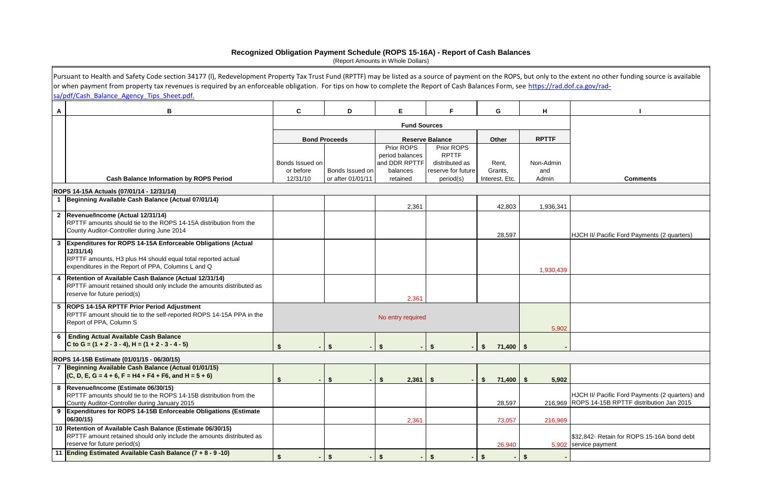# Recognized Obligation Payment Schedule (ROPS 15-16A) - Report of Cash Balances

(Report Amounts in Whole Dollars)

Pursuant to Health and Safety Code section 34177 (l), Redevelopment Property Tax Trust Fund (RPTTF) may be listed as a source of payment on the ROPS, but only to the extent no other funding source is available or when payment from property tax revenues is required by an enforceable obligation. For tips on how to complete the Report of Cash Balances Form, see https://rad.dof.ca.gov/rad-sa/pdf/Cash_Balance_Agency_Tips_Sheet.pdf.

| A | B | C | D | E | F | G | H | I |
|---|---|---|---|---|---|---|---|---|
| | | Fund Sources | | | | | | |
| | | Bond Proceeds | | Reserve Balance | | Other | RPTTF | |
| | Cash Balance Information by ROPS Period | Bonds Issued on or before 12/31/10 | Bonds Issued on or after 01/01/11 | Prior ROPS period balances and DDR RPTTF balances retained | Prior ROPS RPTTF distributed as reserve for future period(s) | Rent, Grants, Interest, Etc. | Non-Admin and Admin | Comments |
| | **ROPS 14-15A Actuals (07/01/14 - 12/31/14)** | | | | | | | |
| 1 | **Beginning Available Cash Balance (Actual 07/01/14)** | | | 2,361 | | 42,803 | 1,936,341 | |
| 2 | **Revenue/Income (Actual 12/31/14)** RPTTF amounts should tie to the ROPS 14-15A distribution from the County Auditor-Controller during June 2014 | | | | | 28,597 | | HJCH II/ Pacific Ford Payments (2 quarters) |
| 3 | **Expenditures for ROPS 14-15A Enforceable Obligations (Actual 12/31/14)** RPTTF amounts, H3 plus H4 should equal total reported actual expenditures in the Report of PPA, Columns L and Q | | | | | | 1,930,439 | |
| 4 | **Retention of Available Cash Balance (Actual 12/31/14)** RPTTF amount retained should only include the amounts distributed as reserve for future period(s) | | | 2,361 | | | | |
| 5 | **ROPS 14-15A RPTTF Prior Period Adjustment** RPTTF amount should tie to the self-reported ROPS 14-15A PPA in the Report of PPA, Column S | No entry required | | | | | 5,902 | |
| 6 | **Ending Actual Available Cash Balance** **C to G = (1 + 2 - 3 - 4), H = (1 + 2 - 3 - 4 - 5)** | $ - | $ - | $ - | $ - | $ 71,400 | $ - | |
| | **ROPS 14-15B Estimate (01/01/15 - 06/30/15)** | | | | | | | |
| 7 | **Beginning Available Cash Balance (Actual 01/01/15)** **(C, D, E, G = 4 + 6, F = H4 + F4 + F6, and H = 5 + 6)** | $ - | $ - | $ 2,361 | $ - | $ 71,400 | $ 5,902 | |
| 8 | **Revenue/Income (Estimate 06/30/15)** RPTTF amounts should tie to the ROPS 14-15B distribution from the County Auditor-Controller during January 2015 | | | | | 28,597 | 216,969 | HJCH II/ Pacific Ford Payments (2 quarters) and ROPS 14-15B RPTTF distribution Jan 2015 |
| 9 | **Expenditures for ROPS 14-15B Enforceable Obligations (Estimate 06/30/15)** | | | 2,361 | | 73,057 | 216,969 | |
| 10 | **Retention of Available Cash Balance (Estimate 06/30/15)** RPTTF amount retained should only include the amounts distributed as reserve for future period(s) | | | | | 26,940 | 5,902 | $32,842- Retain for ROPS 15-16A bond debt service payment |
| 11 | **Ending Estimated Available Cash Balance (7 + 8 - 9 -10)** | $ - | $ - | $ - | $ - | $ - | $ - | |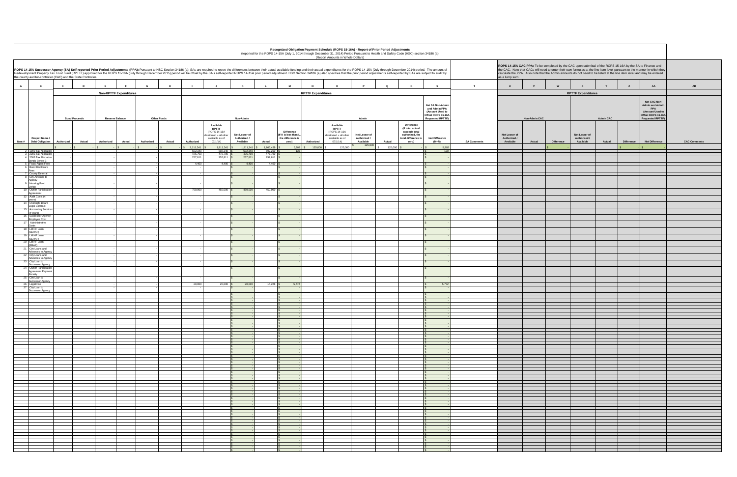**Recognized Obligation Payment Schedule (ROPS 15-16A) - Report of Prior Period Adjustments**
Reported for the ROPS 14-15A (July 1, 2014 through December 31, 2014) Period Pursuant to Health and Safety Code (HSC) section 34186 (a)
(Report Amounts in Whole Dollars)

**ROPS 14-15A Successor Agency (SA) Self-reported Prior Period Adjustments (PPA):** Pursuant to HSC Section 34186 (a), SAs are required to report the differences between their actual available funding and their actual expenditures for the ROPS 14-15A (July through December 2014) period. The amount of Redevelopment Property Tax Trust Fund (RPTTF) approved for the ROPS 15-16A (July through December 2015) period will be offset by the SA's self-reported ROPS 14-15A prior period adjustment. HSC Section 34186 (a) also specifies that the prior period adjustments self-reported by SAs are subject to audit by the county auditor-controller (CAC) and the State Controller.

**ROPS 14-15A CAC PPA:** To be completed by the CAC upon submittal of the ROPS 15-16A by the SA to Finance and the CAC. Note that CACs will need to enter their own formulas at the line item level pursuant to the manner in which they calculate the PPA. Also note that the Admin amounts do not need to be listed at the line item level and may be entered as a lump sum.

| A | B | C | D | E | F | G | H | I | J | K | L | M | N | O | P | Q | R | S | T | U | V | W | X | Y | Z | AA | AB |
|---|---|---|---|---|---|---|---|---|---|---|---|---|---|---|---|---|---|---|---|---|---|---|---|---|---|---|---|
| | | Non-RPTTF Expenditures | | | | | | RPTTF Expenditures | | | | | | | | | | | | RPTTF Expenditures | | | | | | | |
| | | Bond Proceeds | | Reserve Balance | | Other Funds | | Non-Admin | | | | | Admin | | | | | Net SA Non-Admin and Admin PPA (Amount Used to Offset ROPS 15-16A Requested RPTTF) | | Non-Admin CAC | | | Admin CAC | | | Net CAC Non-Admin and Admin PPA (Amount Used to Offset ROPS 15-16A Requested RPTTF) | |
| Item # | Project Name / Debt Obligation | Authorized | Actual | Authorized | Actual | Authorized | Actual | Authorized | Available RPTTF (ROPS 14-15A distributed + all other available as of 07/1/14) | Net Lesser of Authorized / Available | Actual | Difference (If K is less than L, the difference is zero) | Authorized | Available RPTTF (ROPS 14-15A distributed + all other available as of 07/1/14) | Net Lesser of Authorized / Available | Actual | Difference (If total actual exceeds total authorized, the total difference is zero) | Net Difference (M+R) | SA Comments | Net Lesser of Authorized / Available | Actual | Difference | Net Lesser of Authorized / Available | Actual | Difference | Net Difference | CAC Comments |
| | | $ - | $ - | $ - | $ - | $ - | $ - | $ 2,111,341 | $ 1,811,341 | $ 1,811,341 | $ 1,805,439 | $ 5,902 | $ 125,000 | $ 125,000 | $ 125,000 | $ 125,000 | $ - | $ 5,902 | | | | $ - | | | $ - | $ - | |
| 2 | 1999 Tax Allocation | - | | - | | - | | 602,340 | 602,340 | $ 602,340 | 602,210 | $ 130 | | | | | | $ 130 | | | | | | | | | |
| 3 | 2003 Tax Allocation | - | | - | | - | | 476,790 | 476,790 | $ 476,790 | 476,790 | $ - | | | | | | $ - | | | | | | | | | |
| 4 | 2003 Tax Allocation Bonds Series B | - | | - | | - | | 257,811 | 257,811 | $ 257,811 | 257,811 | $ - | | | | | | $ - | | | | | | | | | |
| 5 | Fiscal Agent Fees | - | | - | | - | | 4,400 | 4,400 | $ 4,400 | 4,400 | $ - | | | | | | $ - | | | | | | | | | |
| 6 | Bond Disclosure Fees | - | | - | | - | | - | | $ - | | $ - | | | | | | $ - | | | | | | | | | |
| 7 | County Deferral | - | | - | | - | | - | | $ - | | $ - | | | | | | $ - | | | | | | | | | |
| 8 | City Advance to Agency | - | | - | | - | | - | | $ - | | $ - | | | | | | $ - | | | | | | | | | |
| 9 | Housing Fund Deficit | - | | - | | - | | - | | $ - | | $ - | | | | | | $ - | | | | | | | | | |
| 10 | Owner Participation Agreement | - | | - | | - | | 750,000 | 450,000 | $ 450,000 | 450,000 | $ - | | | | | | $ - | | | | | | | | | |
| 12 | Audit Costs (4 years) | - | | - | | - | | - | | $ - | | $ - | | | | | | $ - | | | | | | | | | |
| 14 | Oversight Board Legal Contract | - | | - | | - | | - | | $ - | | $ - | | | | | | $ - | | | | | | | | | |
| 15 | Accounting Services (4 years) | - | | - | | - | | - | | $ - | | $ - | | | | | | $ - | | | | | | | | | |
| 16 | Successor Agency Employee Cost | - | | - | | - | | - | | $ - | | $ - | | | | | | $ - | | | | | | | | | |
| 17 | Administrative Costs | - | | - | | - | | - | | $ - | | $ - | | | | | | $ - | | | | | | | | | |
| 18 | LMIHF Loan (SERAF) | - | | - | | - | | - | | $ - | | $ - | | | | | | $ - | | | | | | | | | |
| 19 | LMIHF Loan (SERAF) | - | | - | | - | | - | | $ - | | $ - | | | | | | $ - | | | | | | | | | |
| 20 | LMIHF Loan (ERAF) | - | | - | | - | | - | | $ - | | $ - | | | | | | $ - | | | | | | | | | |
| 21 | City Loans and Advances to Agency | - | | - | | - | | - | | $ - | | $ - | | | | | | $ - | | | | | | | | | |
| 22 | City Loans and Advances to Agency | - | | - | | - | | - | | $ - | | $ - | | | | | | $ - | | | | | | | | | |
| 23 | City Loan to Successor Agency | - | | - | | - | | - | | $ - | | $ - | | | | | | $ - | | | | | | | | | |
| 24 | Owner Participation Agreement Payment Penalty | - | | - | | - | | - | | $ - | | $ - | | | | | | $ - | | | | | | | | | |
| 25 | City Loan to Successor Agency | - | | - | | - | | - | | $ - | | $ - | | | | | | $ - | | | | | | | | | |
| 26 | Legal Fee | - | | - | | - | | 20,000 | 20,000 | $ 20,000 | 14,228 | $ 5,772 | | | | | | $ 5,772 | | | | | | | | | |
| 27 | City Loan to Successor Agency | - | | - | | - | | - | | $ - | | $ - | | | | | | $ - | | | | | | | | | |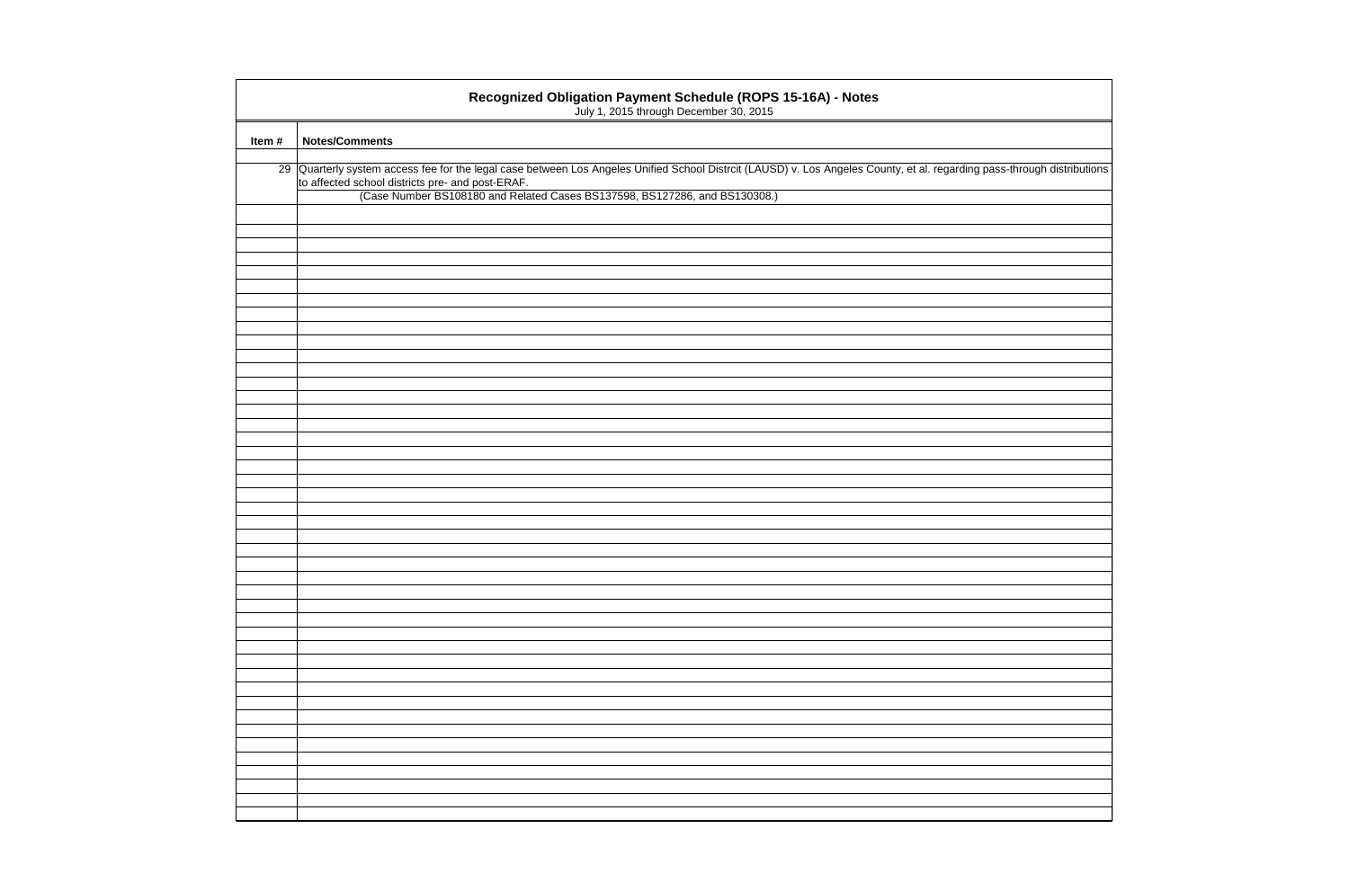# Recognized Obligation Payment Schedule (ROPS 15-16A) - Notes

July 1, 2015 through December 30, 2015

| Item # | Notes/Comments |
| --- | --- |
| 29 | Quarterly system access fee for the legal case between Los Angeles Unified School Distrcit (LAUSD) v. Los Angeles County, et al. regarding pass-through distributions to affected school districts pre- and post-ERAF. (Case Number BS108180 and Related Cases BS137598, BS127286, and BS130308.) |